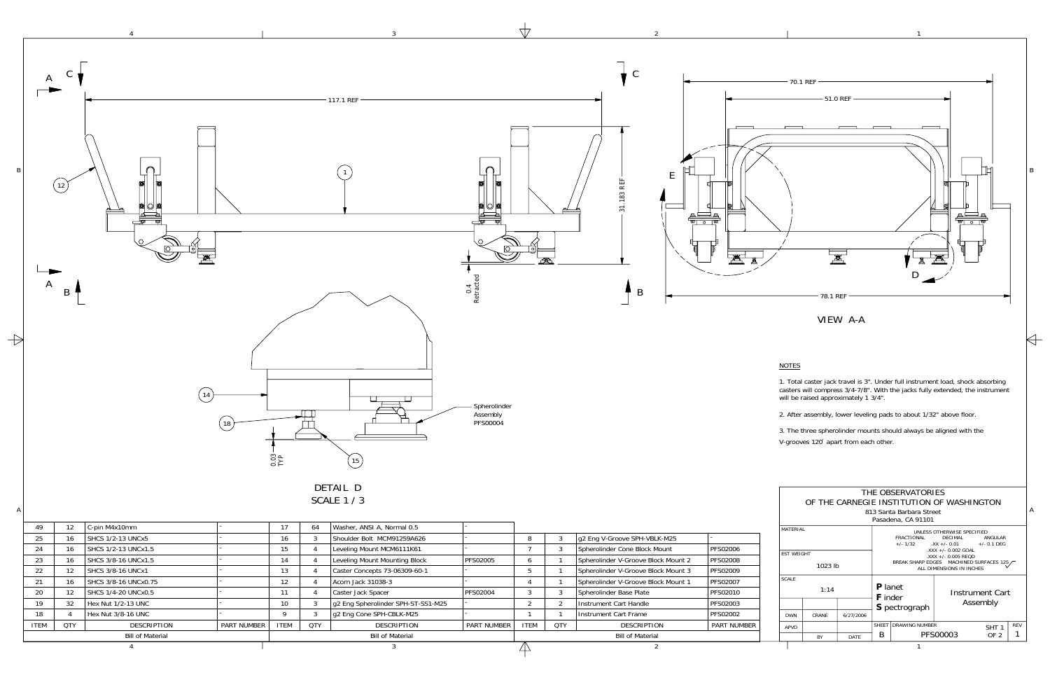VIEW A-A

DETAIL D
SCALE 1 / 3

## NOTES

1. Total caster jack travel is 3". Under full instrument load, shock absorbing casters will compress 3/4-7/8". With the jacks fully extended, the instrument will be raised approximately 1 3/4".

2. After assembly, lower leveling pads to about 1/32" above floor.

3. The three spherolinder mounts should always be aligned with the V-grooves 120˚ apart from each other.

## Bill of Material

| ITEM | QTY | DESCRIPTION | PART NUMBER |
|---|---|---|---|
| 49 | 12 | C-pin M4x10mm | - |
| 25 | 16 | SHCS 1/2-13 UNCx5 | - |
| 24 | 16 | SHCS 1/2-13 UNCx1.5 | - |
| 23 | 16 | SHCS 3/8-16 UNCx1.5 | - |
| 22 | 12 | SHCS 3/8-16 UNCx1 | - |
| 21 | 16 | SHCS 3/8-16 UNCx0.75 | - |
| 20 | 12 | SHCS 1/4-20 UNCx0.5 | - |
| 19 | 32 | Hex Nut 1/2-13 UNC | - |
| 18 | 4 | Hex Nut 3/8-16 UNC | - |
| 17 | 64 | Washer, ANSI A, Normal 0.5 | - |
| 16 | 3 | Shoulder Bolt MCM91259A626 | - |
| 15 | 4 | Leveling Mount MCM6111K61 | - |
| 14 | 4 | Leveling Mount Mounting Block | PFS02005 |
| 13 | 4 | Caster Concepts 73-06309-60-1 | - |
| 12 | 4 | Acorn Jack 31038-3 | - |
| 11 | 4 | Caster Jack Spacer | PFS02004 |
| 10 | 3 | g2 Eng Spherolinder SPH-ST-SS1-M25 | - |
| 9 | 3 | g2 Eng Cone SPH-CBLK-M25 | - |
| 8 | 3 | g2 Eng V-Groove SPH-VBLK-M25 | - |
| 7 | 3 | Spherolinder Cone Block Mount | PFS02006 |
| 6 | 1 | Spherolinder V-Groove Block Mount 2 | PFS02008 |
| 5 | 1 | Spherolinder V-Groove Block Mount 3 | PFS02009 |
| 4 | 1 | Spherolinder V-Groove Block Mount 1 | PFS02007 |
| 3 | 3 | Spherolinder Base Plate | PFS02010 |
| 2 | 2 | Instrument Cart Handle | PFS02003 |
| 1 | 1 | Instrument Cart Frame | PFS02002 |

THE OBSERVATORIES
OF THE CARNEGIE INSTITUTION OF WASHINGTON
813 Santa Barbara Street
Pasadena, CA 91101

UNLESS OTHERWISE SPECIFIED
FRACTIONAL +/- 1/32 | DECIMAL .XX +/- 0.01, .XXX +/- 0.002 GOAL, .XXX +/- 0.005 REQD | ANGULAR +/- 0.1 DEG
BREAK SHARP EDGES MACHINED SURFACES 125
ALL DIMENSIONS IN INCHES

| Field | Value |
|---|---|
| MATERIAL | |
| EST WEIGHT | 1023 lb |
| SCALE | 1:14 |
| DWN | CRANE, 6/27/2006 |
| APVD | |
| Title | Instrument Cart Assembly |
| SHEET | B |
| DRAWING NUMBER | PFS00003 |
| SHT | 1 OF 2 |
| REV | 1 |

**P**lanet **F**inder **S**pectrograph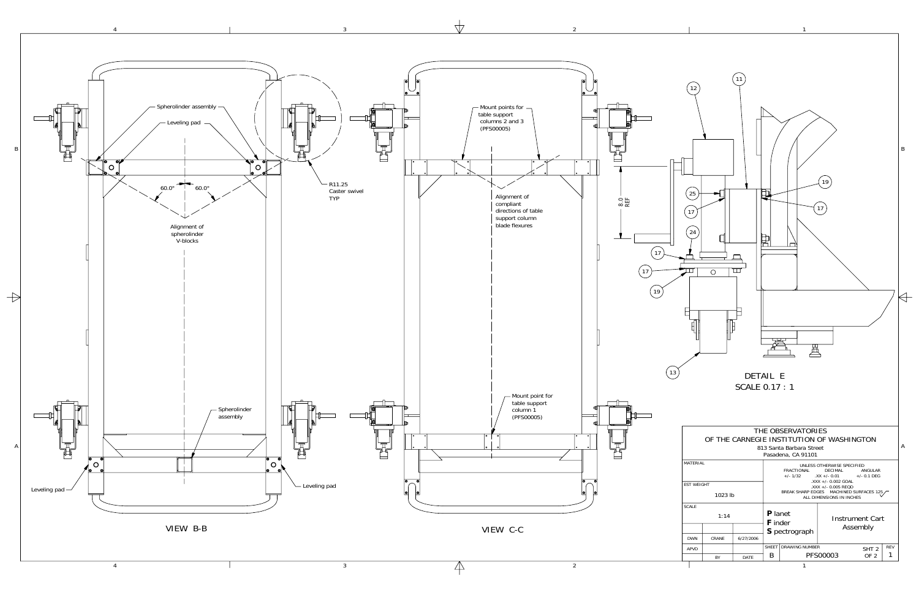Spherolinder assembly

Leveling pad

60.0°

60.0°

R11.25
Caster swivel
TYP

Alignment of
spherolinder
V-blocks

Spherolinder
assembly

Leveling pad

Leveling pad

VIEW B-B

Mount points for
table support
columns 2 and 3
(PFS00005)

Alignment of
compliant
directions of table
support column
blade flexures

Mount point for
table support
column 1
(PFS00005)

VIEW C-C

12

11

19

25

17

8.0
REF

24

17

17

19

13

DETAIL E
SCALE 0.17 : 1

THE OBSERVATORIES
OF THE CARNEGIE INSTITUTION OF WASHINGTON
813 Santa Barbara Street
Pasadena, CA 91101

| | | |
|---|---|---|
| MATERIAL | UNLESS OTHERWISE SPECIFIED<br>FRACTIONAL +/- 1/32<br>DECIMAL .XX +/- 0.01, .XXX +/- 0.002 GOAL, .XXX +/- 0.005 REQD<br>ANGULAR +/- 0.1 DEG<br>BREAK SHARP EDGES MACHINED SURFACES 125<br>ALL DIMENSIONS IN INCHES | |
| EST WEIGHT 1023 lb | | |
| SCALE 1:14 | **P**lanet **F**inder **S**pectrograph | Instrument Cart Assembly |
| DWN CRANE 6/27/2006 | SHEET B | DRAWING NUMBER PFS00003 |
| APVD BY DATE | SHT 2 OF 2 | REV 1 |